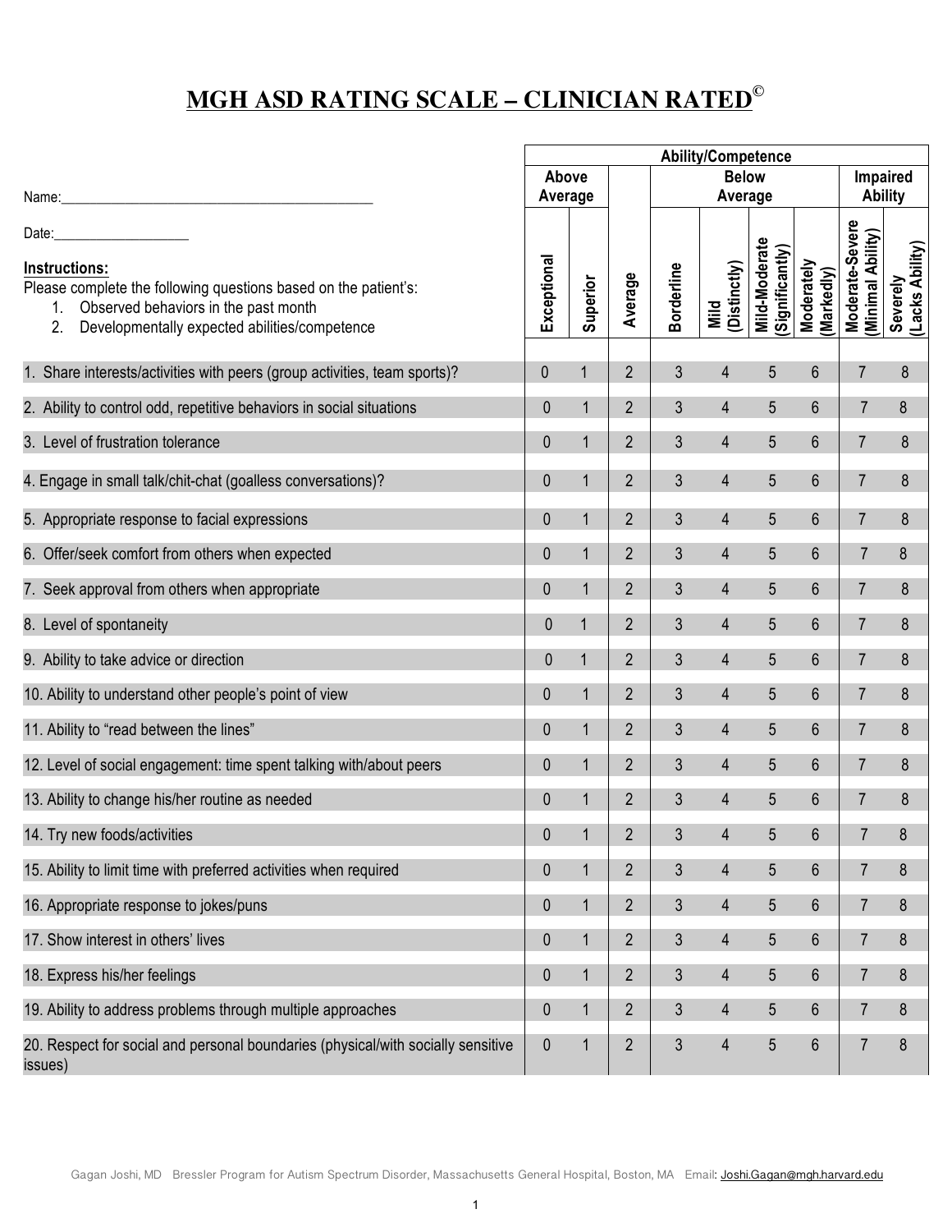# MGH ASD RATING SCALE – CLINICIAN RATED©

Name:_____________________________________________

Date:___________________

**Instructions:**
Please complete the following questions based on the patient's:
1. Observed behaviors in the past month
2. Developmentally expected abilities/competence

| | Ability/Competence | | | | | | | | |
|---|---|---|---|---|---|---|---|---|---|
| | Above Average | | | Below Average | | | | Impaired Ability | |
| | Exceptional | Superior | Average | Borderline | Mild (Distinctly) | Mild-Moderate (Significantly) | Moderately (Markedly) | Moderate-Severe (Minimal Ability) | Severely (Lacks Ability) |
| 1. Share interests/activities with peers (group activities, team sports)? | 0 | 1 | 2 | 3 | 4 | 5 | 6 | 7 | 8 |
| 2. Ability to control odd, repetitive behaviors in social situations | 0 | 1 | 2 | 3 | 4 | 5 | 6 | 7 | 8 |
| 3. Level of frustration tolerance | 0 | 1 | 2 | 3 | 4 | 5 | 6 | 7 | 8 |
| 4. Engage in small talk/chit-chat (goalless conversations)? | 0 | 1 | 2 | 3 | 4 | 5 | 6 | 7 | 8 |
| 5. Appropriate response to facial expressions | 0 | 1 | 2 | 3 | 4 | 5 | 6 | 7 | 8 |
| 6. Offer/seek comfort from others when expected | 0 | 1 | 2 | 3 | 4 | 5 | 6 | 7 | 8 |
| 7. Seek approval from others when appropriate | 0 | 1 | 2 | 3 | 4 | 5 | 6 | 7 | 8 |
| 8. Level of spontaneity | 0 | 1 | 2 | 3 | 4 | 5 | 6 | 7 | 8 |
| 9. Ability to take advice or direction | 0 | 1 | 2 | 3 | 4 | 5 | 6 | 7 | 8 |
| 10. Ability to understand other people's point of view | 0 | 1 | 2 | 3 | 4 | 5 | 6 | 7 | 8 |
| 11. Ability to "read between the lines" | 0 | 1 | 2 | 3 | 4 | 5 | 6 | 7 | 8 |
| 12. Level of social engagement: time spent talking with/about peers | 0 | 1 | 2 | 3 | 4 | 5 | 6 | 7 | 8 |
| 13. Ability to change his/her routine as needed | 0 | 1 | 2 | 3 | 4 | 5 | 6 | 7 | 8 |
| 14. Try new foods/activities | 0 | 1 | 2 | 3 | 4 | 5 | 6 | 7 | 8 |
| 15. Ability to limit time with preferred activities when required | 0 | 1 | 2 | 3 | 4 | 5 | 6 | 7 | 8 |
| 16. Appropriate response to jokes/puns | 0 | 1 | 2 | 3 | 4 | 5 | 6 | 7 | 8 |
| 17. Show interest in others' lives | 0 | 1 | 2 | 3 | 4 | 5 | 6 | 7 | 8 |
| 18. Express his/her feelings | 0 | 1 | 2 | 3 | 4 | 5 | 6 | 7 | 8 |
| 19. Ability to address problems through multiple approaches | 0 | 1 | 2 | 3 | 4 | 5 | 6 | 7 | 8 |
| 20. Respect for social and personal boundaries (physical/with socially sensitive issues) | 0 | 1 | 2 | 3 | 4 | 5 | 6 | 7 | 8 |

Gagan Joshi, MD Bressler Program for Autism Spectrum Disorder, Massachusetts General Hospital, Boston, MA Email: Joshi.Gagan@mgh.harvard.edu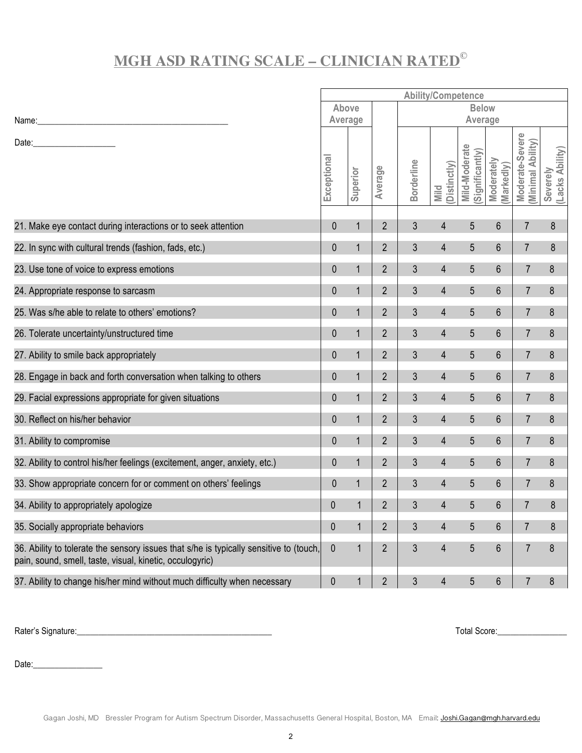# MGH ASD RATING SCALE – CLINICIAN RATED©

Name:___________________________________________

Date:___________________

| | Ability/Competence | | | | | | | | |
|---|---|---|---|---|---|---|---|---|---|
| | Above Average | | | Below Average | | | | | |
| | Exceptional | Superior | Average | Borderline | Mild (Distinctly) | Mild-Moderate (Significantly) | Moderately (Markedly) | Moderate-Severe (Minimal Ability) | Severely (Lacks Ability) |
| 21. Make eye contact during interactions or to seek attention | 0 | 1 | 2 | 3 | 4 | 5 | 6 | 7 | 8 |
| 22. In sync with cultural trends (fashion, fads, etc.) | 0 | 1 | 2 | 3 | 4 | 5 | 6 | 7 | 8 |
| 23. Use tone of voice to express emotions | 0 | 1 | 2 | 3 | 4 | 5 | 6 | 7 | 8 |
| 24. Appropriate response to sarcasm | 0 | 1 | 2 | 3 | 4 | 5 | 6 | 7 | 8 |
| 25. Was s/he able to relate to others' emotions? | 0 | 1 | 2 | 3 | 4 | 5 | 6 | 7 | 8 |
| 26. Tolerate uncertainty/unstructured time | 0 | 1 | 2 | 3 | 4 | 5 | 6 | 7 | 8 |
| 27. Ability to smile back appropriately | 0 | 1 | 2 | 3 | 4 | 5 | 6 | 7 | 8 |
| 28. Engage in back and forth conversation when talking to others | 0 | 1 | 2 | 3 | 4 | 5 | 6 | 7 | 8 |
| 29. Facial expressions appropriate for given situations | 0 | 1 | 2 | 3 | 4 | 5 | 6 | 7 | 8 |
| 30. Reflect on his/her behavior | 0 | 1 | 2 | 3 | 4 | 5 | 6 | 7 | 8 |
| 31. Ability to compromise | 0 | 1 | 2 | 3 | 4 | 5 | 6 | 7 | 8 |
| 32. Ability to control his/her feelings (excitement, anger, anxiety, etc.) | 0 | 1 | 2 | 3 | 4 | 5 | 6 | 7 | 8 |
| 33. Show appropriate concern for or comment on others' feelings | 0 | 1 | 2 | 3 | 4 | 5 | 6 | 7 | 8 |
| 34. Ability to appropriately apologize | 0 | 1 | 2 | 3 | 4 | 5 | 6 | 7 | 8 |
| 35. Socially appropriate behaviors | 0 | 1 | 2 | 3 | 4 | 5 | 6 | 7 | 8 |
| 36. Ability to tolerate the sensory issues that s/he is typically sensitive to (touch, pain, sound, smell, taste, visual, kinetic, occulogyric) | 0 | 1 | 2 | 3 | 4 | 5 | 6 | 7 | 8 |
| 37. Ability to change his/her mind without much difficulty when necessary | 0 | 1 | 2 | 3 | 4 | 5 | 6 | 7 | 8 |

Rater's Signature:_____________________________________________ Total Score:________________

Date:________________

Gagan Joshi, MD Bressler Program for Autism Spectrum Disorder, Massachusetts General Hospital, Boston, MA Email: Joshi.Gagan@mgh.harvard.edu